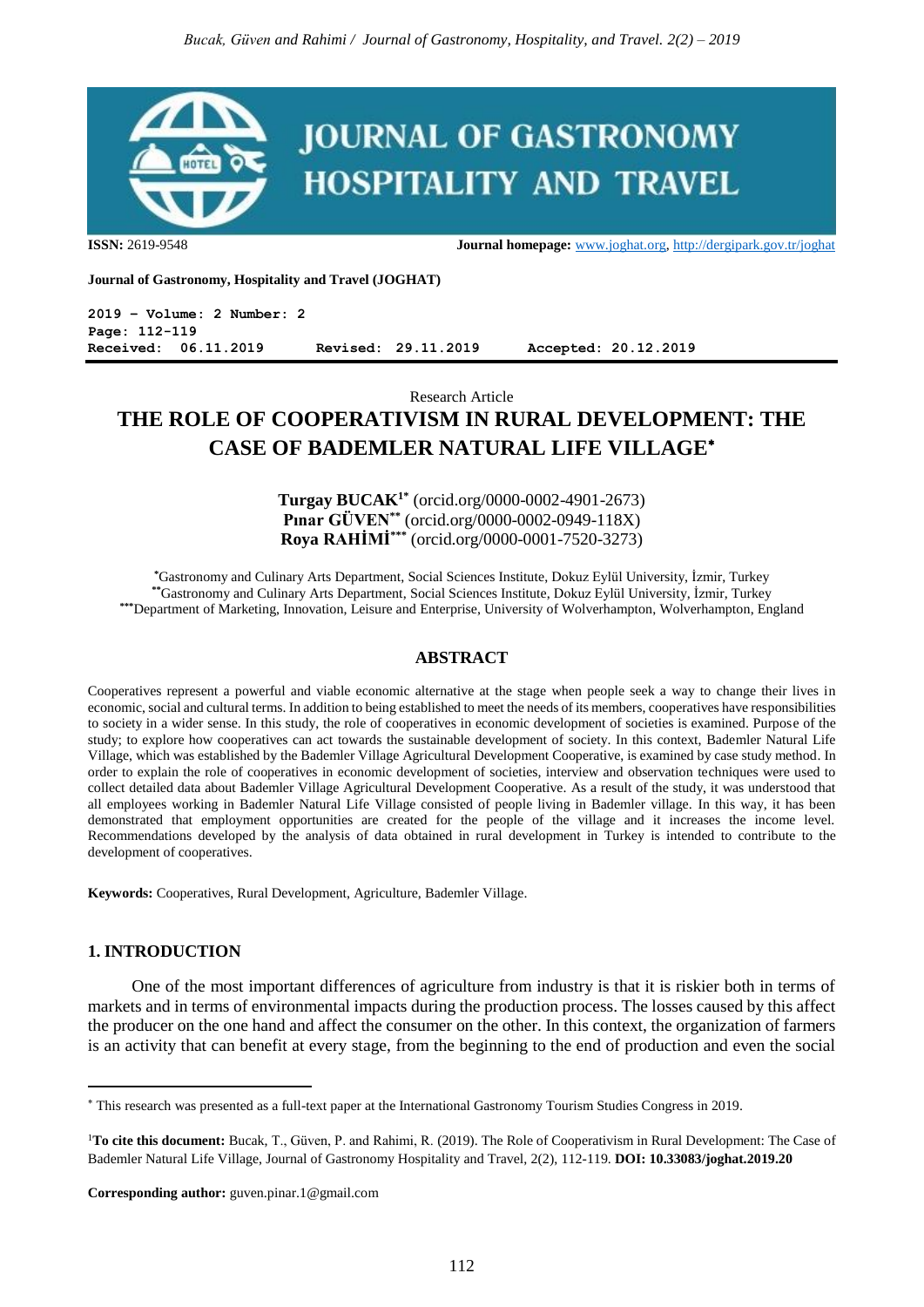**ISSN:** 2619-9548 **Journal homepage:** www.joghat.org, http://dergipark.gov.tr/joghat

**Journal of Gastronomy, Hospitality and Travel (JOGHAT)**

**2019 – Volume: 2 Number: 2**
**Page: 112-119**
**Received: 06.11.2019 Revised: 29.11.2019 Accepted: 20.12.2019**

Research Article

# THE ROLE OF COOPERATIVISM IN RURAL DEVELOPMENT: THE CASE OF BADEMLER NATURAL LIFE VILLAGE[*]

**Turgay BUCAK**[1*] (orcid.org/0000-0002-4901-2673)
**Pınar GÜVEN**[**] (orcid.org/0000-0002-0949-118X)
**Roya RAHİMİ**[***] (orcid.org/0000-0001-7520-3273)

[*]Gastronomy and Culinary Arts Department, Social Sciences Institute, Dokuz Eylül University, İzmir, Turkey
[**]Gastronomy and Culinary Arts Department, Social Sciences Institute, Dokuz Eylül University, İzmir, Turkey
[***]Department of Marketing, Innovation, Leisure and Enterprise, University of Wolverhampton, Wolverhampton, England

## ABSTRACT

Cooperatives represent a powerful and viable economic alternative at the stage when people seek a way to change their lives in economic, social and cultural terms. In addition to being established to meet the needs of its members, cooperatives have responsibilities to society in a wider sense. In this study, the role of cooperatives in economic development of societies is examined. Purpose of the study; to explore how cooperatives can act towards the sustainable development of society. In this context, Bademler Natural Life Village, which was established by the Bademler Village Agricultural Development Cooperative, is examined by case study method. In order to explain the role of cooperatives in economic development of societies, interview and observation techniques were used to collect detailed data about Bademler Village Agricultural Development Cooperative. As a result of the study, it was understood that all employees working in Bademler Natural Life Village consisted of people living in Bademler village. In this way, it has been demonstrated that employment opportunities are created for the people of the village and it increases the income level. Recommendations developed by the analysis of data obtained in rural development in Turkey is intended to contribute to the development of cooperatives.

**Keywords:** Cooperatives, Rural Development, Agriculture, Bademler Village.

## 1. INTRODUCTION

One of the most important differences of agriculture from industry is that it is riskier both in terms of markets and in terms of environmental impacts during the production process. The losses caused by this affect the producer on the one hand and affect the consumer on the other. In this context, the organization of farmers is an activity that can benefit at every stage, from the beginning to the end of production and even the social

---

[*] This research was presented as a full-text paper at the International Gastronomy Tourism Studies Congress in 2019.

[1]**To cite this document:** Bucak, T., Güven, P. and Rahimi, R. (2019). The Role of Cooperativism in Rural Development: The Case of Bademler Natural Life Village, Journal of Gastronomy Hospitality and Travel, 2(2), 112-119. **DOI: 10.33083/joghat.2019.20**

**Corresponding author:** guven.pinar.1@gmail.com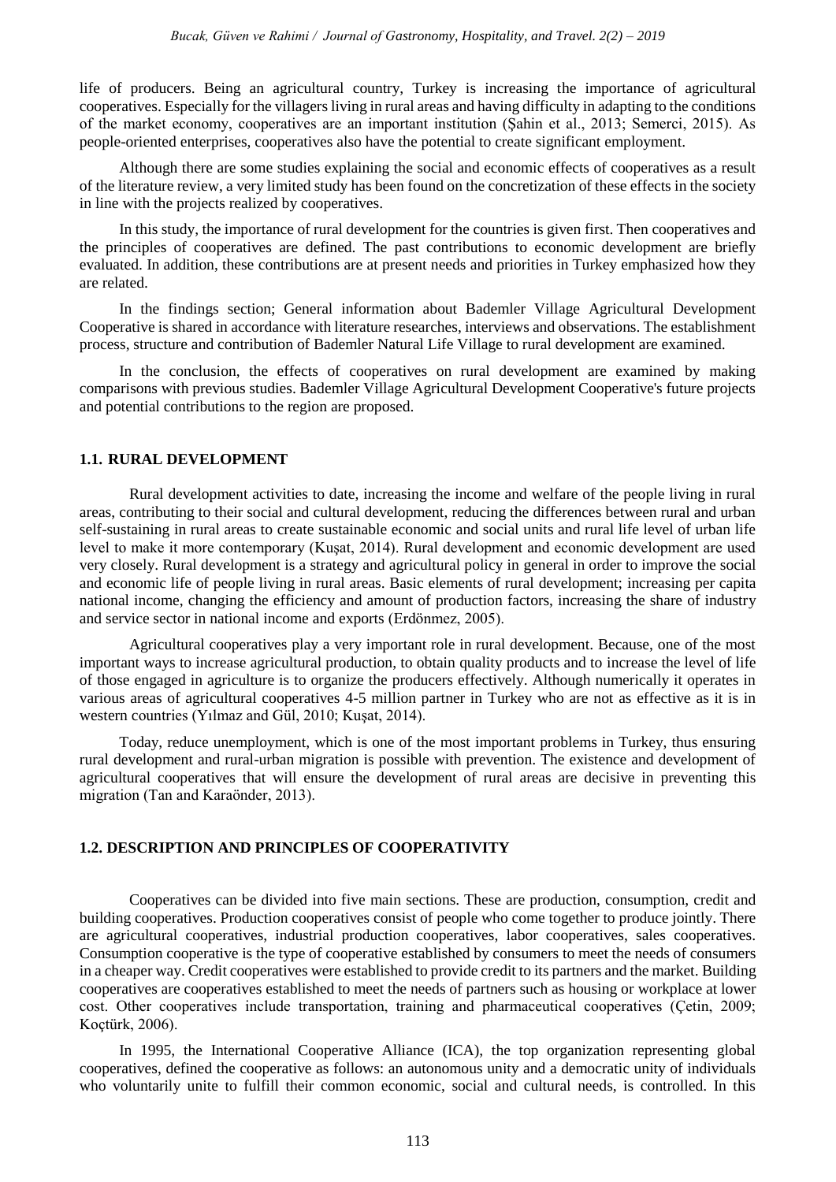life of producers. Being an agricultural country, Turkey is increasing the importance of agricultural cooperatives. Especially for the villagers living in rural areas and having difficulty in adapting to the conditions of the market economy, cooperatives are an important institution (Şahin et al., 2013; Semerci, 2015). As people-oriented enterprises, cooperatives also have the potential to create significant employment.

Although there are some studies explaining the social and economic effects of cooperatives as a result of the literature review, a very limited study has been found on the concretization of these effects in the society in line with the projects realized by cooperatives.

In this study, the importance of rural development for the countries is given first. Then cooperatives and the principles of cooperatives are defined. The past contributions to economic development are briefly evaluated. In addition, these contributions are at present needs and priorities in Turkey emphasized how they are related.

In the findings section; General information about Bademler Village Agricultural Development Cooperative is shared in accordance with literature researches, interviews and observations. The establishment process, structure and contribution of Bademler Natural Life Village to rural development are examined.

In the conclusion, the effects of cooperatives on rural development are examined by making comparisons with previous studies. Bademler Village Agricultural Development Cooperative's future projects and potential contributions to the region are proposed.

## 1.1. RURAL DEVELOPMENT

Rural development activities to date, increasing the income and welfare of the people living in rural areas, contributing to their social and cultural development, reducing the differences between rural and urban self-sustaining in rural areas to create sustainable economic and social units and rural life level of urban life level to make it more contemporary (Kuşat, 2014). Rural development and economic development are used very closely. Rural development is a strategy and agricultural policy in general in order to improve the social and economic life of people living in rural areas. Basic elements of rural development; increasing per capita national income, changing the efficiency and amount of production factors, increasing the share of industry and service sector in national income and exports (Erdönmez, 2005).

Agricultural cooperatives play a very important role in rural development. Because, one of the most important ways to increase agricultural production, to obtain quality products and to increase the level of life of those engaged in agriculture is to organize the producers effectively. Although numerically it operates in various areas of agricultural cooperatives 4-5 million partner in Turkey who are not as effective as it is in western countries (Yılmaz and Gül, 2010; Kuşat, 2014).

Today, reduce unemployment, which is one of the most important problems in Turkey, thus ensuring rural development and rural-urban migration is possible with prevention. The existence and development of agricultural cooperatives that will ensure the development of rural areas are decisive in preventing this migration (Tan and Karaönder, 2013).

## 1.2. DESCRIPTION AND PRINCIPLES OF COOPERATIVITY

Cooperatives can be divided into five main sections. These are production, consumption, credit and building cooperatives. Production cooperatives consist of people who come together to produce jointly. There are agricultural cooperatives, industrial production cooperatives, labor cooperatives, sales cooperatives. Consumption cooperative is the type of cooperative established by consumers to meet the needs of consumers in a cheaper way. Credit cooperatives were established to provide credit to its partners and the market. Building cooperatives are cooperatives established to meet the needs of partners such as housing or workplace at lower cost. Other cooperatives include transportation, training and pharmaceutical cooperatives (Çetin, 2009; Koçtürk, 2006).

In 1995, the International Cooperative Alliance (ICA), the top organization representing global cooperatives, defined the cooperative as follows: an autonomous unity and a democratic unity of individuals who voluntarily unite to fulfill their common economic, social and cultural needs, is controlled. In this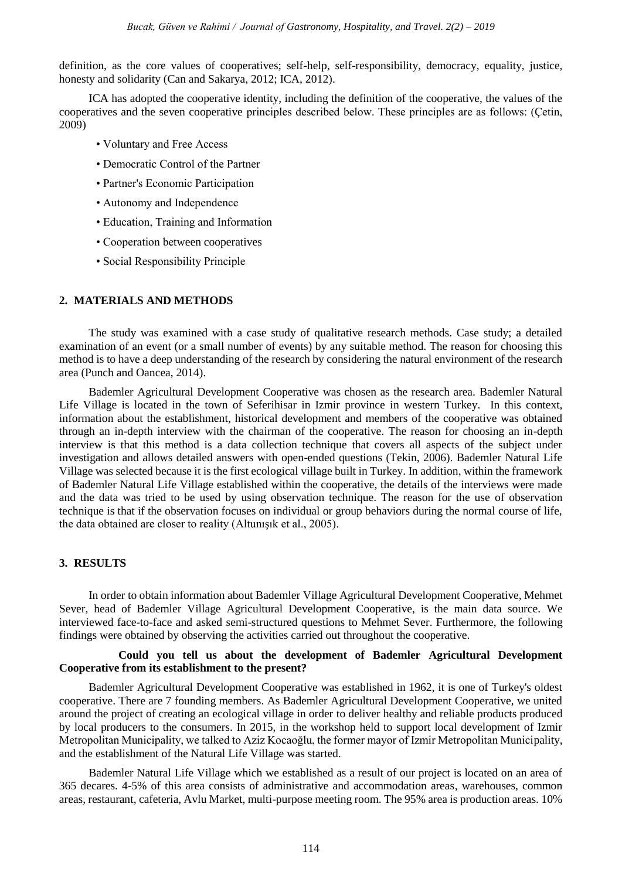definition, as the core values of cooperatives; self-help, self-responsibility, democracy, equality, justice, honesty and solidarity (Can and Sakarya, 2012; ICA, 2012).

ICA has adopted the cooperative identity, including the definition of the cooperative, the values of the cooperatives and the seven cooperative principles described below. These principles are as follows: (Çetin, 2009)

- Voluntary and Free Access
- Democratic Control of the Partner
- Partner's Economic Participation
- Autonomy and Independence
- Education, Training and Information
- Cooperation between cooperatives
- Social Responsibility Principle

## 2. MATERIALS AND METHODS

The study was examined with a case study of qualitative research methods. Case study; a detailed examination of an event (or a small number of events) by any suitable method. The reason for choosing this method is to have a deep understanding of the research by considering the natural environment of the research area (Punch and Oancea, 2014).

Bademler Agricultural Development Cooperative was chosen as the research area. Bademler Natural Life Village is located in the town of Seferihisar in Izmir province in western Turkey. In this context, information about the establishment, historical development and members of the cooperative was obtained through an in-depth interview with the chairman of the cooperative. The reason for choosing an in-depth interview is that this method is a data collection technique that covers all aspects of the subject under investigation and allows detailed answers with open-ended questions (Tekin, 2006). Bademler Natural Life Village was selected because it is the first ecological village built in Turkey. In addition, within the framework of Bademler Natural Life Village established within the cooperative, the details of the interviews were made and the data was tried to be used by using observation technique. The reason for the use of observation technique is that if the observation focuses on individual or group behaviors during the normal course of life, the data obtained are closer to reality (Altunışık et al., 2005).

## 3. RESULTS

In order to obtain information about Bademler Village Agricultural Development Cooperative, Mehmet Sever, head of Bademler Village Agricultural Development Cooperative, is the main data source. We interviewed face-to-face and asked semi-structured questions to Mehmet Sever. Furthermore, the following findings were obtained by observing the activities carried out throughout the cooperative.

**Could you tell us about the development of Bademler Agricultural Development Cooperative from its establishment to the present?**

Bademler Agricultural Development Cooperative was established in 1962, it is one of Turkey's oldest cooperative. There are 7 founding members. As Bademler Agricultural Development Cooperative, we united around the project of creating an ecological village in order to deliver healthy and reliable products produced by local producers to the consumers. In 2015, in the workshop held to support local development of Izmir Metropolitan Municipality, we talked to Aziz Kocaoğlu, the former mayor of Izmir Metropolitan Municipality, and the establishment of the Natural Life Village was started.

Bademler Natural Life Village which we established as a result of our project is located on an area of 365 decares. 4-5% of this area consists of administrative and accommodation areas, warehouses, common areas, restaurant, cafeteria, Avlu Market, multi-purpose meeting room. The 95% area is production areas. 10%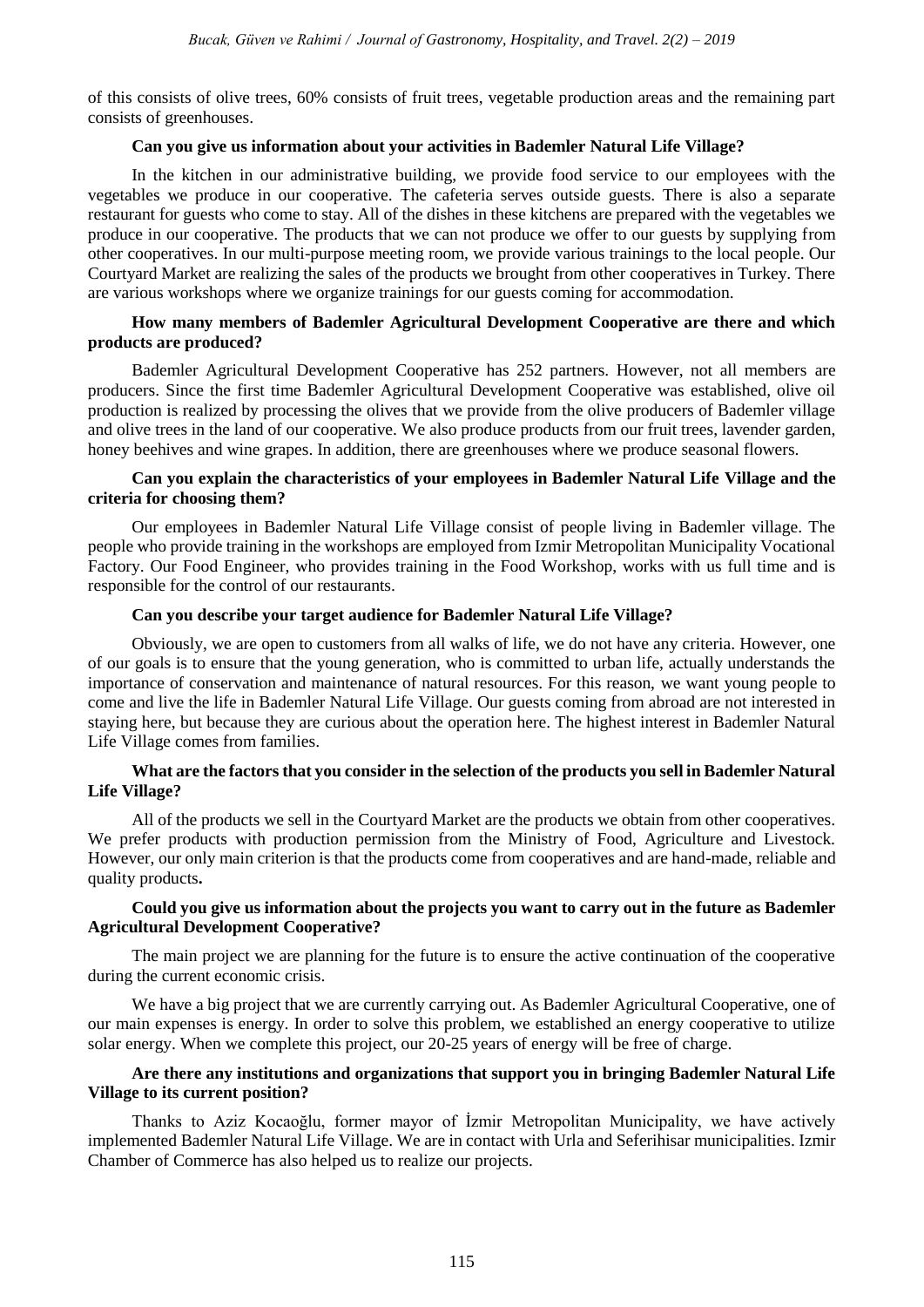of this consists of olive trees, 60% consists of fruit trees, vegetable production areas and the remaining part consists of greenhouses.

**Can you give us information about your activities in Bademler Natural Life Village?**

In the kitchen in our administrative building, we provide food service to our employees with the vegetables we produce in our cooperative. The cafeteria serves outside guests. There is also a separate restaurant for guests who come to stay. All of the dishes in these kitchens are prepared with the vegetables we produce in our cooperative. The products that we can not produce we offer to our guests by supplying from other cooperatives. In our multi-purpose meeting room, we provide various trainings to the local people. Our Courtyard Market are realizing the sales of the products we brought from other cooperatives in Turkey. There are various workshops where we organize trainings for our guests coming for accommodation.

**How many members of Bademler Agricultural Development Cooperative are there and which products are produced?**

Bademler Agricultural Development Cooperative has 252 partners. However, not all members are producers. Since the first time Bademler Agricultural Development Cooperative was established, olive oil production is realized by processing the olives that we provide from the olive producers of Bademler village and olive trees in the land of our cooperative. We also produce products from our fruit trees, lavender garden, honey beehives and wine grapes. In addition, there are greenhouses where we produce seasonal flowers.

**Can you explain the characteristics of your employees in Bademler Natural Life Village and the criteria for choosing them?**

Our employees in Bademler Natural Life Village consist of people living in Bademler village. The people who provide training in the workshops are employed from Izmir Metropolitan Municipality Vocational Factory. Our Food Engineer, who provides training in the Food Workshop, works with us full time and is responsible for the control of our restaurants.

**Can you describe your target audience for Bademler Natural Life Village?**

Obviously, we are open to customers from all walks of life, we do not have any criteria. However, one of our goals is to ensure that the young generation, who is committed to urban life, actually understands the importance of conservation and maintenance of natural resources. For this reason, we want young people to come and live the life in Bademler Natural Life Village. Our guests coming from abroad are not interested in staying here, but because they are curious about the operation here. The highest interest in Bademler Natural Life Village comes from families.

**What are the factors that you consider in the selection of the products you sell in Bademler Natural Life Village?**

All of the products we sell in the Courtyard Market are the products we obtain from other cooperatives. We prefer products with production permission from the Ministry of Food, Agriculture and Livestock. However, our only main criterion is that the products come from cooperatives and are hand-made, reliable and quality products**.**

**Could you give us information about the projects you want to carry out in the future as Bademler Agricultural Development Cooperative?**

The main project we are planning for the future is to ensure the active continuation of the cooperative during the current economic crisis.

We have a big project that we are currently carrying out. As Bademler Agricultural Cooperative, one of our main expenses is energy. In order to solve this problem, we established an energy cooperative to utilize solar energy. When we complete this project, our 20-25 years of energy will be free of charge.

**Are there any institutions and organizations that support you in bringing Bademler Natural Life Village to its current position?**

Thanks to Aziz Kocaoğlu, former mayor of İzmir Metropolitan Municipality, we have actively implemented Bademler Natural Life Village. We are in contact with Urla and Seferihisar municipalities. Izmir Chamber of Commerce has also helped us to realize our projects.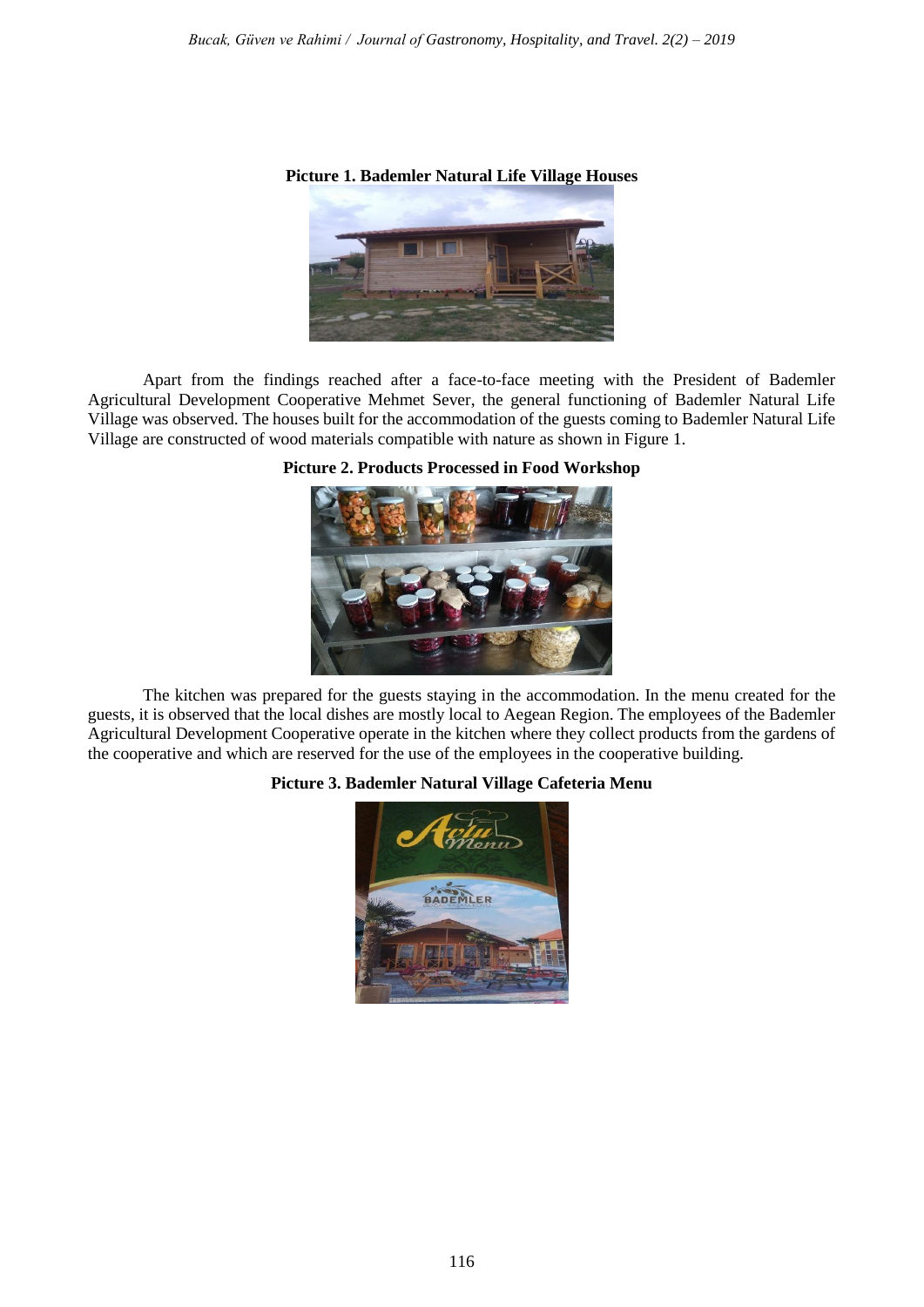**Picture 1. Bademler Natural Life Village Houses**

Apart from the findings reached after a face-to-face meeting with the President of Bademler Agricultural Development Cooperative Mehmet Sever, the general functioning of Bademler Natural Life Village was observed. The houses built for the accommodation of the guests coming to Bademler Natural Life Village are constructed of wood materials compatible with nature as shown in Figure 1.

**Picture 2. Products Processed in Food Workshop**

The kitchen was prepared for the guests staying in the accommodation. In the menu created for the guests, it is observed that the local dishes are mostly local to Aegean Region. The employees of the Bademler Agricultural Development Cooperative operate in the kitchen where they collect products from the gardens of the cooperative and which are reserved for the use of the employees in the cooperative building.

**Picture 3. Bademler Natural Village Cafeteria Menu**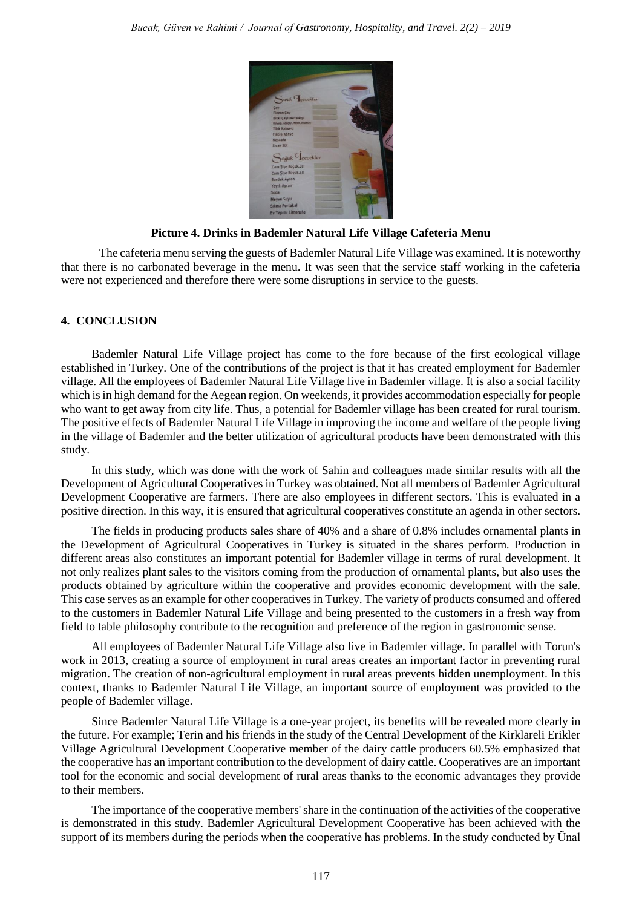**Picture 4. Drinks in Bademler Natural Life Village Cafeteria Menu**

The cafeteria menu serving the guests of Bademler Natural Life Village was examined. It is noteworthy that there is no carbonated beverage in the menu. It was seen that the service staff working in the cafeteria were not experienced and therefore there were some disruptions in service to the guests.

## 4. CONCLUSION

Bademler Natural Life Village project has come to the fore because of the first ecological village established in Turkey. One of the contributions of the project is that it has created employment for Bademler village. All the employees of Bademler Natural Life Village live in Bademler village. It is also a social facility which is in high demand for the Aegean region. On weekends, it provides accommodation especially for people who want to get away from city life. Thus, a potential for Bademler village has been created for rural tourism. The positive effects of Bademler Natural Life Village in improving the income and welfare of the people living in the village of Bademler and the better utilization of agricultural products have been demonstrated with this study.

In this study, which was done with the work of Sahin and colleagues made similar results with all the Development of Agricultural Cooperatives in Turkey was obtained. Not all members of Bademler Agricultural Development Cooperative are farmers. There are also employees in different sectors. This is evaluated in a positive direction. In this way, it is ensured that agricultural cooperatives constitute an agenda in other sectors.

The fields in producing products sales share of 40% and a share of 0.8% includes ornamental plants in the Development of Agricultural Cooperatives in Turkey is situated in the shares perform. Production in different areas also constitutes an important potential for Bademler village in terms of rural development. It not only realizes plant sales to the visitors coming from the production of ornamental plants, but also uses the products obtained by agriculture within the cooperative and provides economic development with the sale. This case serves as an example for other cooperatives in Turkey. The variety of products consumed and offered to the customers in Bademler Natural Life Village and being presented to the customers in a fresh way from field to table philosophy contribute to the recognition and preference of the region in gastronomic sense.

All employees of Bademler Natural Life Village also live in Bademler village. In parallel with Torun's work in 2013, creating a source of employment in rural areas creates an important factor in preventing rural migration. The creation of non-agricultural employment in rural areas prevents hidden unemployment. In this context, thanks to Bademler Natural Life Village, an important source of employment was provided to the people of Bademler village.

Since Bademler Natural Life Village is a one-year project, its benefits will be revealed more clearly in the future. For example; Terin and his friends in the study of the Central Development of the Kirklareli Erikler Village Agricultural Development Cooperative member of the dairy cattle producers 60.5% emphasized that the cooperative has an important contribution to the development of dairy cattle. Cooperatives are an important tool for the economic and social development of rural areas thanks to the economic advantages they provide to their members.

The importance of the cooperative members' share in the continuation of the activities of the cooperative is demonstrated in this study. Bademler Agricultural Development Cooperative has been achieved with the support of its members during the periods when the cooperative has problems. In the study conducted by Ünal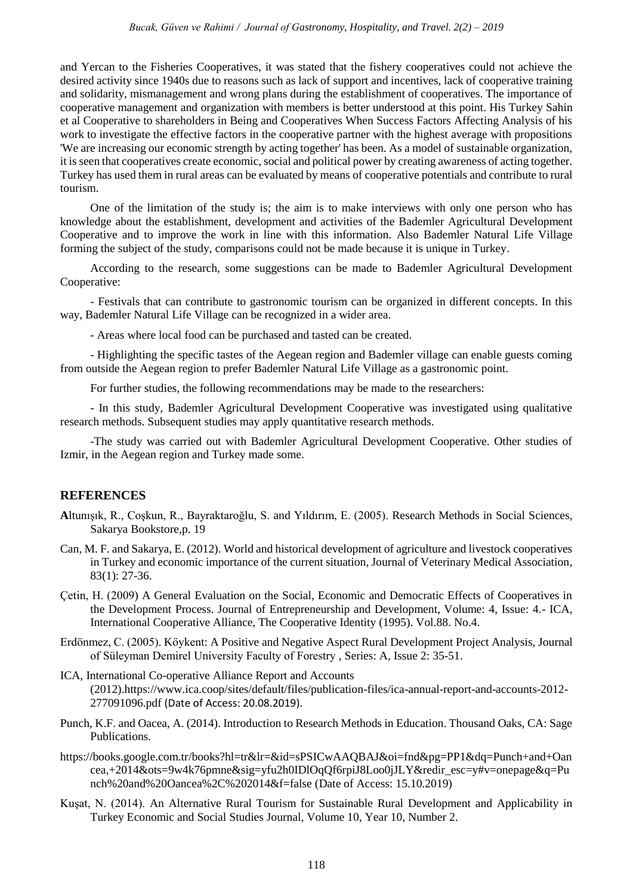and Yercan to the Fisheries Cooperatives, it was stated that the fishery cooperatives could not achieve the desired activity since 1940s due to reasons such as lack of support and incentives, lack of cooperative training and solidarity, mismanagement and wrong plans during the establishment of cooperatives. The importance of cooperative management and organization with members is better understood at this point. His Turkey Sahin et al Cooperative to shareholders in Being and Cooperatives When Success Factors Affecting Analysis of his work to investigate the effective factors in the cooperative partner with the highest average with propositions 'We are increasing our economic strength by acting together' has been. As a model of sustainable organization, it is seen that cooperatives create economic, social and political power by creating awareness of acting together. Turkey has used them in rural areas can be evaluated by means of cooperative potentials and contribute to rural tourism.

One of the limitation of the study is; the aim is to make interviews with only one person who has knowledge about the establishment, development and activities of the Bademler Agricultural Development Cooperative and to improve the work in line with this information. Also Bademler Natural Life Village forming the subject of the study, comparisons could not be made because it is unique in Turkey.

According to the research, some suggestions can be made to Bademler Agricultural Development Cooperative:

- Festivals that can contribute to gastronomic tourism can be organized in different concepts. In this way, Bademler Natural Life Village can be recognized in a wider area.

- Areas where local food can be purchased and tasted can be created.

- Highlighting the specific tastes of the Aegean region and Bademler village can enable guests coming from outside the Aegean region to prefer Bademler Natural Life Village as a gastronomic point.

For further studies, the following recommendations may be made to the researchers:

- In this study, Bademler Agricultural Development Cooperative was investigated using qualitative research methods. Subsequent studies may apply quantitative research methods.

-The study was carried out with Bademler Agricultural Development Cooperative. Other studies of Izmir, in the Aegean region and Turkey made some.

## REFERENCES

Altunışık, R., Coşkun, R., Bayraktaroğlu, S. and Yıldırım, E. (2005). Research Methods in Social Sciences, Sakarya Bookstore,p. 19

Can, M. F. and Sakarya, E. (2012). World and historical development of agriculture and livestock cooperatives in Turkey and economic importance of the current situation, Journal of Veterinary Medical Association, 83(1): 27-36.

Çetin, H. (2009) A General Evaluation on the Social, Economic and Democratic Effects of Cooperatives in the Development Process. Journal of Entrepreneurship and Development, Volume: 4, Issue: 4.- ICA, International Cooperative Alliance, The Cooperative Identity (1995). Vol.88. No.4.

Erdönmez, C. (2005). Köykent: A Positive and Negative Aspect Rural Development Project Analysis, Journal of Süleyman Demirel University Faculty of Forestry , Series: A, Issue 2: 35-51.

ICA, International Co-operative Alliance Report and Accounts (2012).https://www.ica.coop/sites/default/files/publication-files/ica-annual-report-and-accounts-2012-277091096.pdf (Date of Access: 20.08.2019).

Punch, K.F. and Oacea, A. (2014). Introduction to Research Methods in Education. Thousand Oaks, CA: Sage Publications.

https://books.google.com.tr/books?hl=tr&lr=&id=sPSICwAAQBAJ&oi=fnd&pg=PP1&dq=Punch+and+Oancea,+2014&ots=9w4k76pmne&sig=yfu2h0IDlOqQf6rpiJ8Loo0jJLY&redir_esc=y#v=onepage&q=Punch%20and%20Oancea%2C%202014&f=false (Date of Access: 15.10.2019)

Kuşat, N. (2014). An Alternative Rural Tourism for Sustainable Rural Development and Applicability in Turkey Economic and Social Studies Journal, Volume 10, Year 10, Number 2.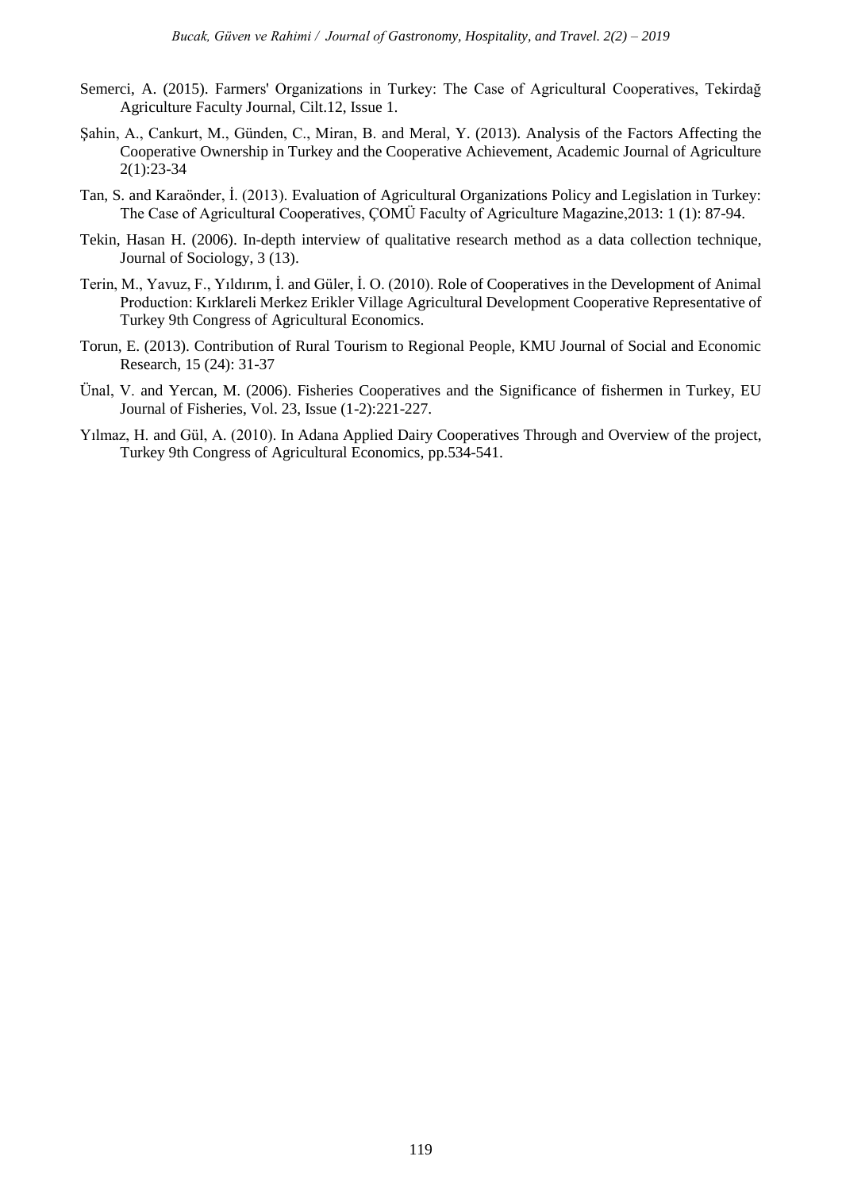Semerci, A. (2015). Farmers' Organizations in Turkey: The Case of Agricultural Cooperatives, Tekirdağ Agriculture Faculty Journal, Cilt.12, Issue 1.

Şahin, A., Cankurt, M., Günden, C., Miran, B. and Meral, Y. (2013). Analysis of the Factors Affecting the Cooperative Ownership in Turkey and the Cooperative Achievement, Academic Journal of Agriculture 2(1):23-34

Tan, S. and Karaönder, İ. (2013). Evaluation of Agricultural Organizations Policy and Legislation in Turkey: The Case of Agricultural Cooperatives, ÇOMÜ Faculty of Agriculture Magazine,2013: 1 (1): 87-94.

Tekin, Hasan H. (2006). In-depth interview of qualitative research method as a data collection technique, Journal of Sociology, 3 (13).

Terin, M., Yavuz, F., Yıldırım, İ. and Güler, İ. O. (2010). Role of Cooperatives in the Development of Animal Production: Kırklareli Merkez Erikler Village Agricultural Development Cooperative Representative of Turkey 9th Congress of Agricultural Economics.

Torun, E. (2013). Contribution of Rural Tourism to Regional People, KMU Journal of Social and Economic Research, 15 (24): 31-37

Ünal, V. and Yercan, M. (2006). Fisheries Cooperatives and the Significance of fishermen in Turkey, EU Journal of Fisheries, Vol. 23, Issue (1-2):221-227.

Yılmaz, H. and Gül, A. (2010). In Adana Applied Dairy Cooperatives Through and Overview of the project, Turkey 9th Congress of Agricultural Economics, pp.534-541.